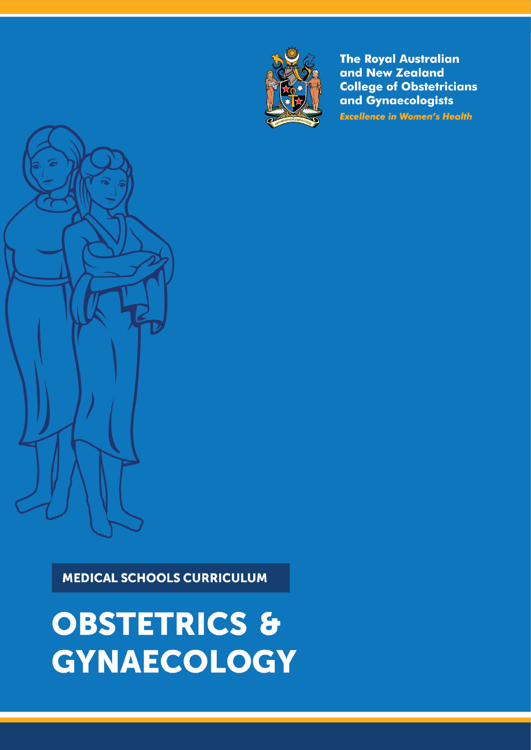The Royal Australian and New Zealand College of Obstetricians and Gynaecologists

*Excellence in Women's Health*

**MEDICAL SCHOOLS CURRICULUM**

# OBSTETRICS & GYNAECOLOGY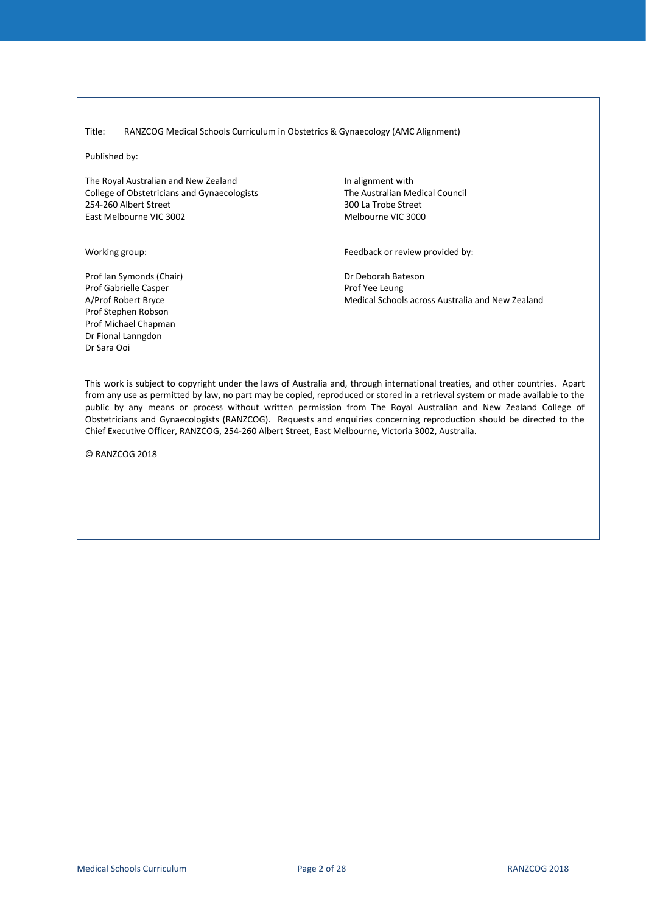Title: RANZCOG Medical Schools Curriculum in Obstetrics & Gynaecology (AMC Alignment)

Published by:

The Royal Australian and New Zealand College of Obstetricians and Gynaecologists
254-260 Albert Street
East Melbourne VIC 3002

In alignment with
The Australian Medical Council
300 La Trobe Street
Melbourne VIC 3000

Working group:

Prof Ian Symonds (Chair)
Prof Gabrielle Casper
A/Prof Robert Bryce
Prof Stephen Robson
Prof Michael Chapman
Dr Fional Lanngdon
Dr Sara Ooi

Feedback or review provided by:

Dr Deborah Bateson
Prof Yee Leung
Medical Schools across Australia and New Zealand

This work is subject to copyright under the laws of Australia and, through international treaties, and other countries. Apart from any use as permitted by law, no part may be copied, reproduced or stored in a retrieval system or made available to the public by any means or process without written permission from The Royal Australian and New Zealand College of Obstetricians and Gynaecologists (RANZCOG). Requests and enquiries concerning reproduction should be directed to the Chief Executive Officer, RANZCOG, 254-260 Albert Street, East Melbourne, Victoria 3002, Australia.

© RANZCOG 2018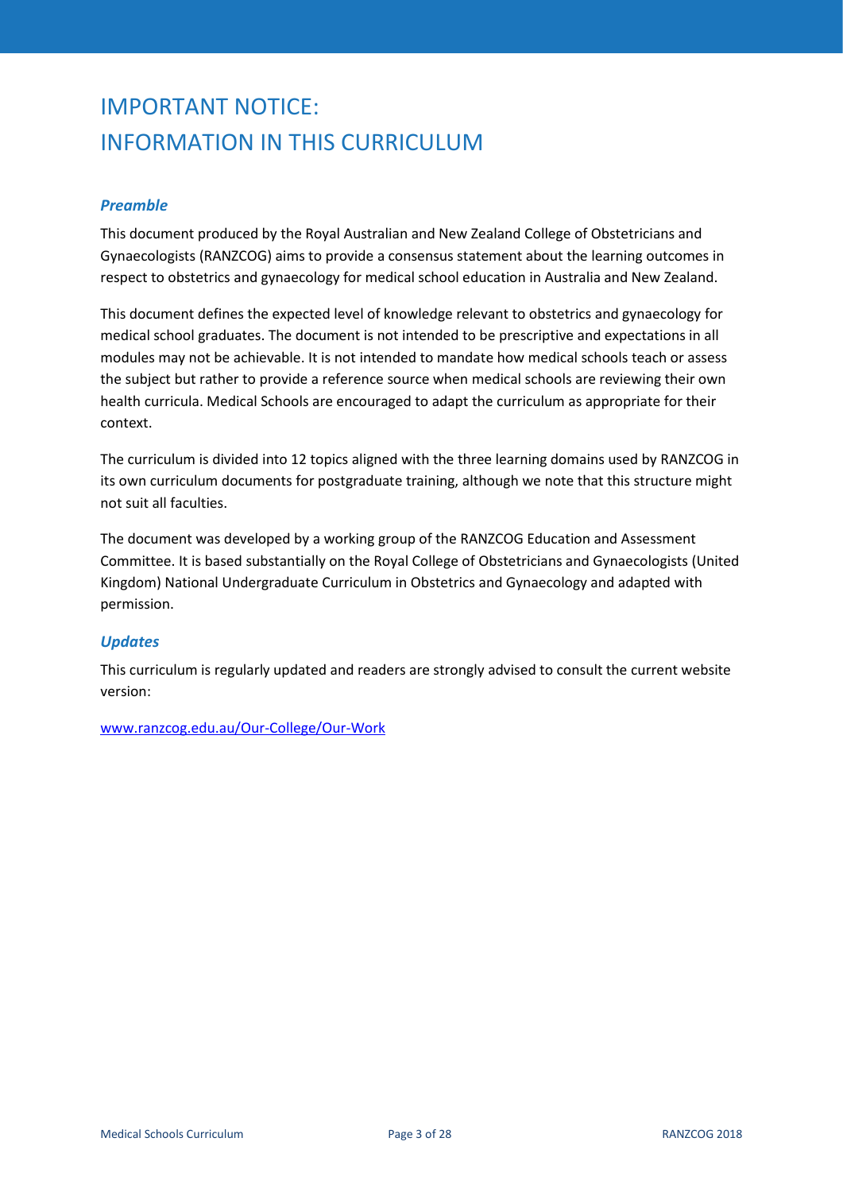# IMPORTANT NOTICE: INFORMATION IN THIS CURRICULUM

### *Preamble*

This document produced by the Royal Australian and New Zealand College of Obstetricians and Gynaecologists (RANZCOG) aims to provide a consensus statement about the learning outcomes in respect to obstetrics and gynaecology for medical school education in Australia and New Zealand.

This document defines the expected level of knowledge relevant to obstetrics and gynaecology for medical school graduates. The document is not intended to be prescriptive and expectations in all modules may not be achievable. It is not intended to mandate how medical schools teach or assess the subject but rather to provide a reference source when medical schools are reviewing their own health curricula. Medical Schools are encouraged to adapt the curriculum as appropriate for their context.

The curriculum is divided into 12 topics aligned with the three learning domains used by RANZCOG in its own curriculum documents for postgraduate training, although we note that this structure might not suit all faculties.

The document was developed by a working group of the RANZCOG Education and Assessment Committee. It is based substantially on the Royal College of Obstetricians and Gynaecologists (United Kingdom) National Undergraduate Curriculum in Obstetrics and Gynaecology and adapted with permission.

### *Updates*

This curriculum is regularly updated and readers are strongly advised to consult the current website version:

[www.ranzcog.edu.au/Our-College/Our-Work](http://www.ranzcog.edu.au/Our-College/Our-Work)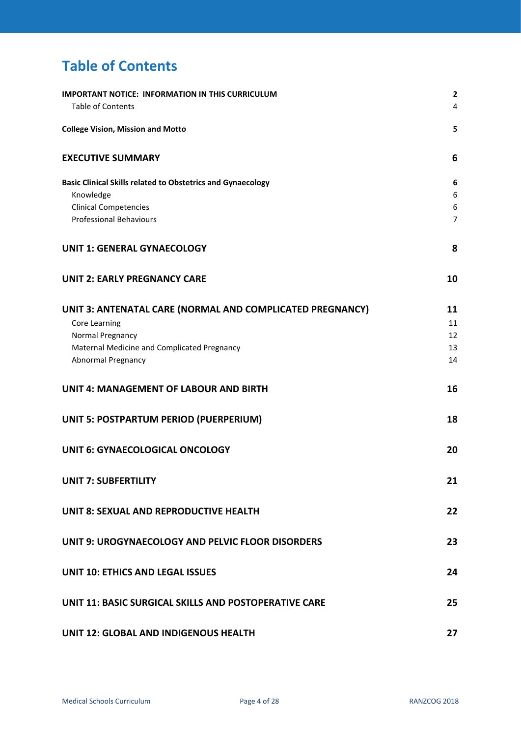# Table of Contents

| | |
|---|---|
| **IMPORTANT NOTICE: INFORMATION IN THIS CURRICULUM** | **2** |
| Table of Contents | 4 |
| **College Vision, Mission and Motto** | **5** |
| **EXECUTIVE SUMMARY** | **6** |
| **Basic Clinical Skills related to Obstetrics and Gynaecology** | **6** |
| Knowledge | 6 |
| Clinical Competencies | 6 |
| Professional Behaviours | 7 |
| **UNIT 1: GENERAL GYNAECOLOGY** | **8** |
| **UNIT 2: EARLY PREGNANCY CARE** | **10** |
| **UNIT 3: ANTENATAL CARE (NORMAL AND COMPLICATED PREGNANCY)** | **11** |
| Core Learning | 11 |
| Normal Pregnancy | 12 |
| Maternal Medicine and Complicated Pregnancy | 13 |
| Abnormal Pregnancy | 14 |
| **UNIT 4: MANAGEMENT OF LABOUR AND BIRTH** | **16** |
| **UNIT 5: POSTPARTUM PERIOD (PUERPERIUM)** | **18** |
| **UNIT 6: GYNAECOLOGICAL ONCOLOGY** | **20** |
| **UNIT 7: SUBFERTILITY** | **21** |
| **UNIT 8: SEXUAL AND REPRODUCTIVE HEALTH** | **22** |
| **UNIT 9: UROGYNAECOLOGY AND PELVIC FLOOR DISORDERS** | **23** |
| **UNIT 10: ETHICS AND LEGAL ISSUES** | **24** |
| **UNIT 11: BASIC SURGICAL SKILLS AND POSTOPERATIVE CARE** | **25** |
| **UNIT 12: GLOBAL AND INDIGENOUS HEALTH** | **27** |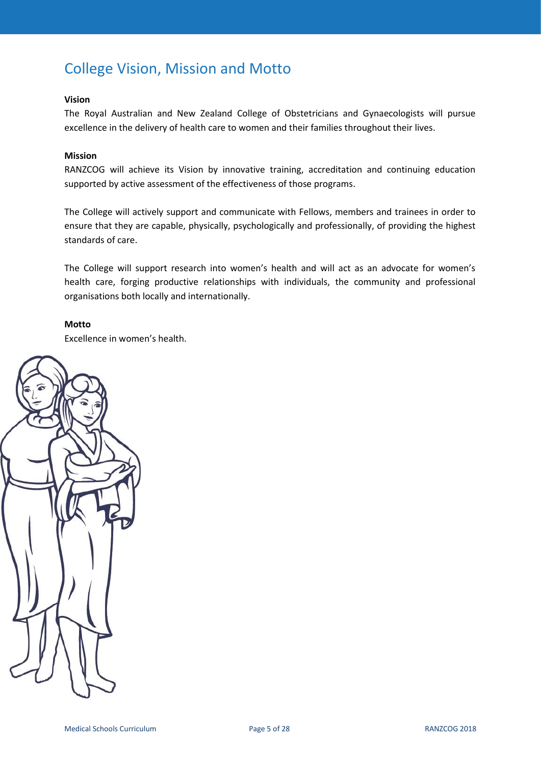# College Vision, Mission and Motto

**Vision**

The Royal Australian and New Zealand College of Obstetricians and Gynaecologists will pursue excellence in the delivery of health care to women and their families throughout their lives.

**Mission**

RANZCOG will achieve its Vision by innovative training, accreditation and continuing education supported by active assessment of the effectiveness of those programs.

The College will actively support and communicate with Fellows, members and trainees in order to ensure that they are capable, physically, psychologically and professionally, of providing the highest standards of care.

The College will support research into women's health and will act as an advocate for women's health care, forging productive relationships with individuals, the community and professional organisations both locally and internationally.

**Motto**

Excellence in women's health.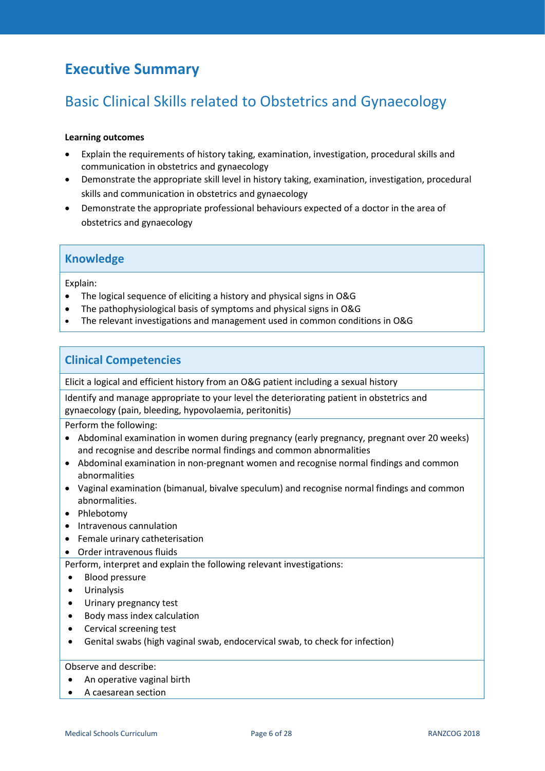# Executive Summary

## Basic Clinical Skills related to Obstetrics and Gynaecology

**Learning outcomes**

- Explain the requirements of history taking, examination, investigation, procedural skills and communication in obstetrics and gynaecology
- Demonstrate the appropriate skill level in history taking, examination, investigation, procedural skills and communication in obstetrics and gynaecology
- Demonstrate the appropriate professional behaviours expected of a doctor in the area of obstetrics and gynaecology

### Knowledge

Explain:

- The logical sequence of eliciting a history and physical signs in O&G
- The pathophysiological basis of symptoms and physical signs in O&G
- The relevant investigations and management used in common conditions in O&G

### Clinical Competencies

Elicit a logical and efficient history from an O&G patient including a sexual history

Identify and manage appropriate to your level the deteriorating patient in obstetrics and gynaecology (pain, bleeding, hypovolaemia, peritonitis)

Perform the following:

- Abdominal examination in women during pregnancy (early pregnancy, pregnant over 20 weeks) and recognise and describe normal findings and common abnormalities
- Abdominal examination in non-pregnant women and recognise normal findings and common abnormalities
- Vaginal examination (bimanual, bivalve speculum) and recognise normal findings and common abnormalities.
- Phlebotomy
- Intravenous cannulation
- Female urinary catheterisation
- Order intravenous fluids

Perform, interpret and explain the following relevant investigations:

- Blood pressure
- Urinalysis
- Urinary pregnancy test
- Body mass index calculation
- Cervical screening test
- Genital swabs (high vaginal swab, endocervical swab, to check for infection)

Observe and describe:

- An operative vaginal birth
- A caesarean section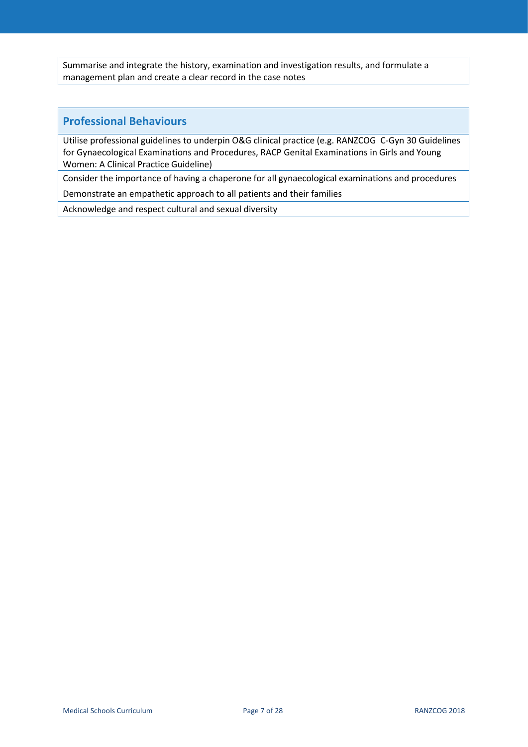| Summarise and integrate the history, examination and investigation results, and formulate a management plan and create a clear record in the case notes |
| --- |

| Professional Behaviours |
| --- |
| Utilise professional guidelines to underpin O&G clinical practice (e.g. RANZCOG C-Gyn 30 Guidelines for Gynaecological Examinations and Procedures, RACP Genital Examinations in Girls and Young Women: A Clinical Practice Guideline) |
| Consider the importance of having a chaperone for all gynaecological examinations and procedures |
| Demonstrate an empathetic approach to all patients and their families |
| Acknowledge and respect cultural and sexual diversity |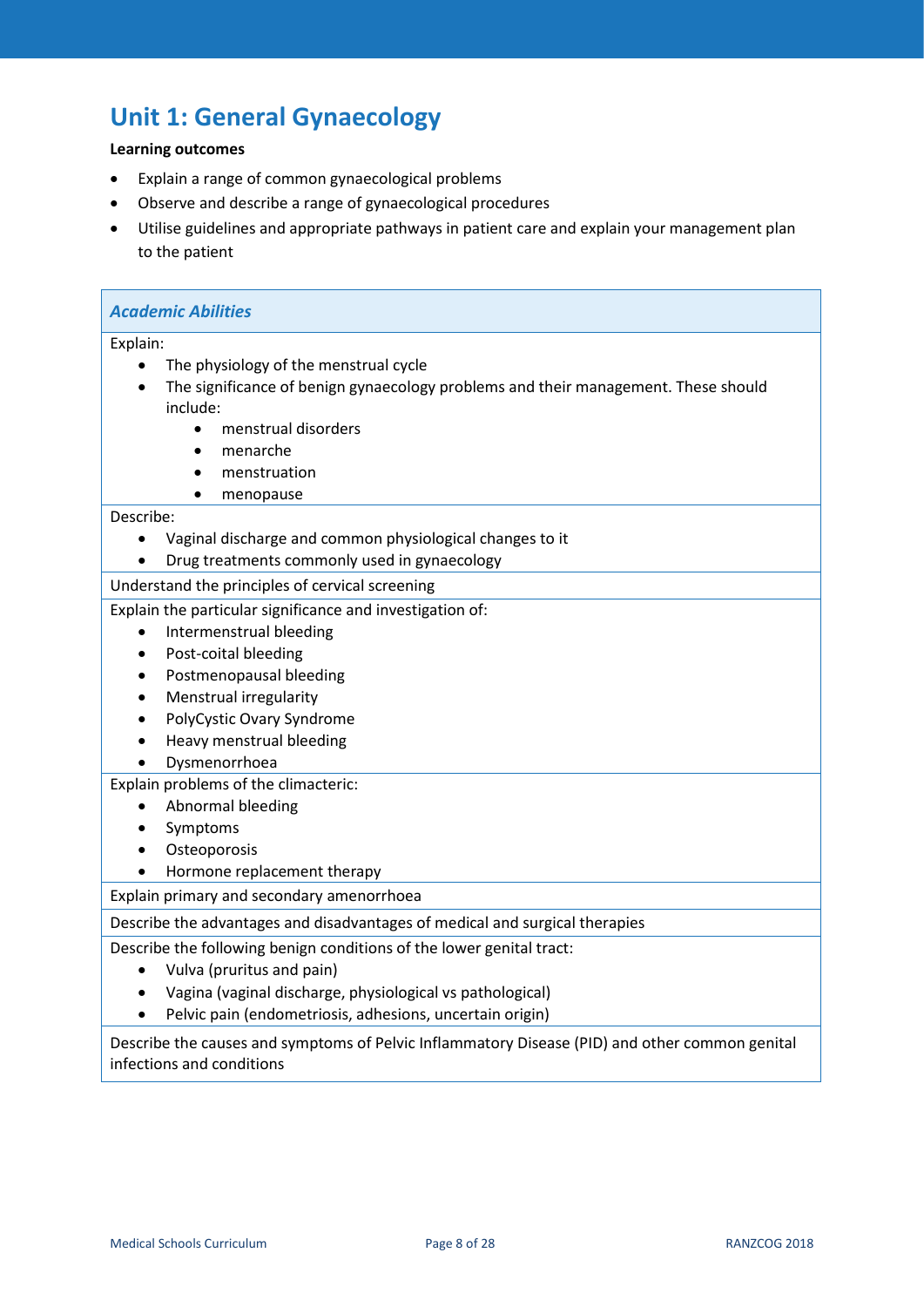# Unit 1: General Gynaecology

**Learning outcomes**

- Explain a range of common gynaecological problems
- Observe and describe a range of gynaecological procedures
- Utilise guidelines and appropriate pathways in patient care and explain your management plan to the patient

| *Academic Abilities* |
|---|
| Explain:<br>• The physiology of the menstrual cycle<br>• The significance of benign gynaecology problems and their management. These should include:<br>&nbsp;&nbsp;&nbsp;&nbsp;• menstrual disorders<br>&nbsp;&nbsp;&nbsp;&nbsp;• menarche<br>&nbsp;&nbsp;&nbsp;&nbsp;• menstruation<br>&nbsp;&nbsp;&nbsp;&nbsp;• menopause |
| Describe:<br>• Vaginal discharge and common physiological changes to it<br>• Drug treatments commonly used in gynaecology |
| Understand the principles of cervical screening |
| Explain the particular significance and investigation of:<br>• Intermenstrual bleeding<br>• Post-coital bleeding<br>• Postmenopausal bleeding<br>• Menstrual irregularity<br>• PolyCystic Ovary Syndrome<br>• Heavy menstrual bleeding<br>• Dysmenorrhoea |
| Explain problems of the climacteric:<br>• Abnormal bleeding<br>• Symptoms<br>• Osteoporosis<br>• Hormone replacement therapy |
| Explain primary and secondary amenorrhoea |
| Describe the advantages and disadvantages of medical and surgical therapies |
| Describe the following benign conditions of the lower genital tract:<br>• Vulva (pruritus and pain)<br>• Vagina (vaginal discharge, physiological vs pathological)<br>• Pelvic pain (endometriosis, adhesions, uncertain origin) |
| Describe the causes and symptoms of Pelvic Inflammatory Disease (PID) and other common genital infections and conditions |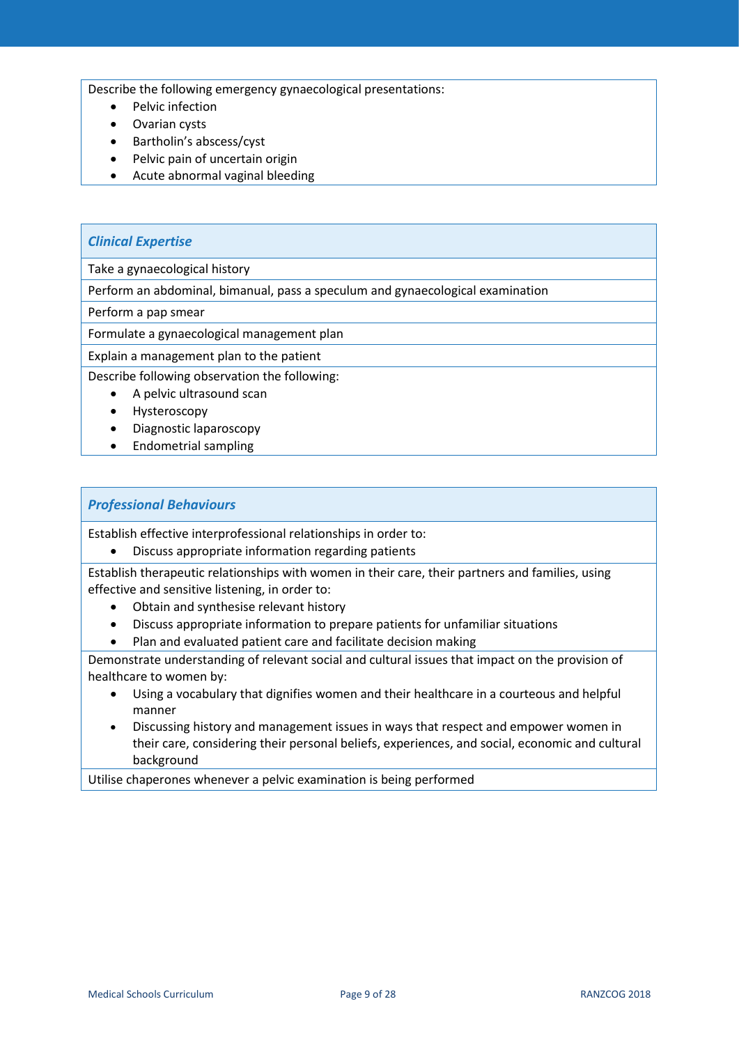Describe the following emergency gynaecological presentations:

- Pelvic infection
- Ovarian cysts
- Bartholin's abscess/cyst
- Pelvic pain of uncertain origin
- Acute abnormal vaginal bleeding

### *Clinical Expertise*

Take a gynaecological history

Perform an abdominal, bimanual, pass a speculum and gynaecological examination

Perform a pap smear

Formulate a gynaecological management plan

Explain a management plan to the patient

Describe following observation the following:

- A pelvic ultrasound scan
- Hysteroscopy
- Diagnostic laparoscopy
- Endometrial sampling

### *Professional Behaviours*

Establish effective interprofessional relationships in order to:

- Discuss appropriate information regarding patients

Establish therapeutic relationships with women in their care, their partners and families, using effective and sensitive listening, in order to:

- Obtain and synthesise relevant history
- Discuss appropriate information to prepare patients for unfamiliar situations
- Plan and evaluated patient care and facilitate decision making

Demonstrate understanding of relevant social and cultural issues that impact on the provision of healthcare to women by:

- Using a vocabulary that dignifies women and their healthcare in a courteous and helpful manner
- Discussing history and management issues in ways that respect and empower women in their care, considering their personal beliefs, experiences, and social, economic and cultural background

Utilise chaperones whenever a pelvic examination is being performed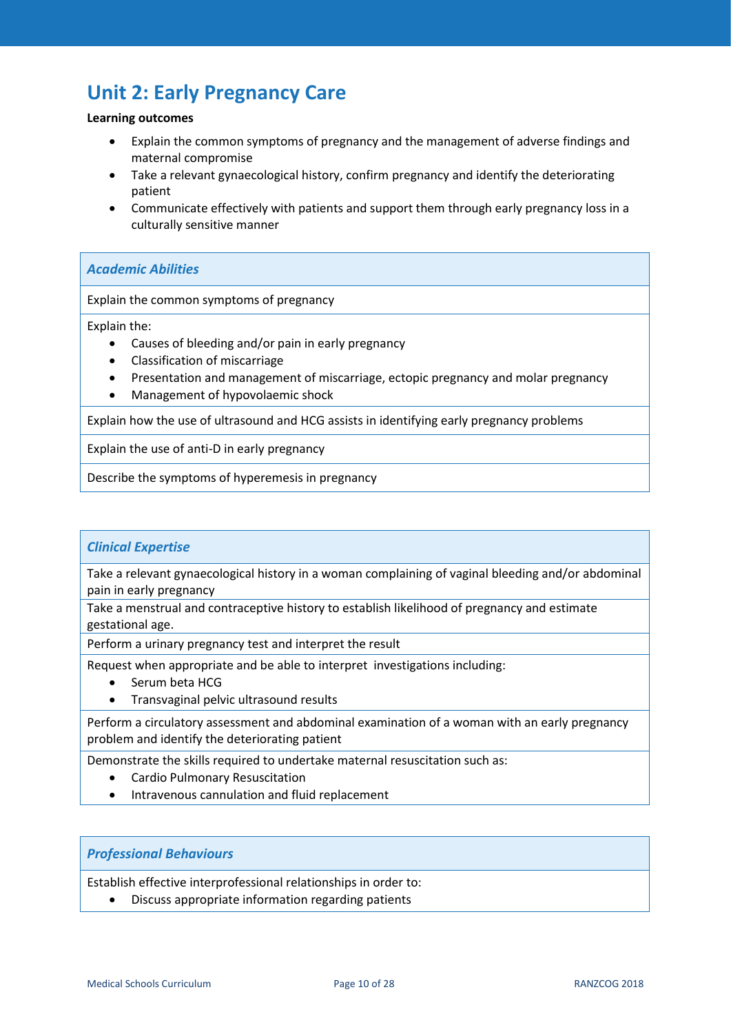# Unit 2: Early Pregnancy Care

**Learning outcomes**

- Explain the common symptoms of pregnancy and the management of adverse findings and maternal compromise
- Take a relevant gynaecological history, confirm pregnancy and identify the deteriorating patient
- Communicate effectively with patients and support them through early pregnancy loss in a culturally sensitive manner

| ***Academic Abilities*** |
|---|
| Explain the common symptoms of pregnancy |
| Explain the:<br>• Causes of bleeding and/or pain in early pregnancy<br>• Classification of miscarriage<br>• Presentation and management of miscarriage, ectopic pregnancy and molar pregnancy<br>• Management of hypovolaemic shock |
| Explain how the use of ultrasound and HCG assists in identifying early pregnancy problems |
| Explain the use of anti-D in early pregnancy |
| Describe the symptoms of hyperemesis in pregnancy |

| ***Clinical Expertise*** |
|---|
| Take a relevant gynaecological history in a woman complaining of vaginal bleeding and/or abdominal pain in early pregnancy |
| Take a menstrual and contraceptive history to establish likelihood of pregnancy and estimate gestational age. |
| Perform a urinary pregnancy test and interpret the result |
| Request when appropriate and be able to interpret investigations including:<br>• Serum beta HCG<br>• Transvaginal pelvic ultrasound results |
| Perform a circulatory assessment and abdominal examination of a woman with an early pregnancy problem and identify the deteriorating patient |
| Demonstrate the skills required to undertake maternal resuscitation such as:<br>• Cardio Pulmonary Resuscitation<br>• Intravenous cannulation and fluid replacement |

| ***Professional Behaviours*** |
|---|
| Establish effective interprofessional relationships in order to:<br>• Discuss appropriate information regarding patients |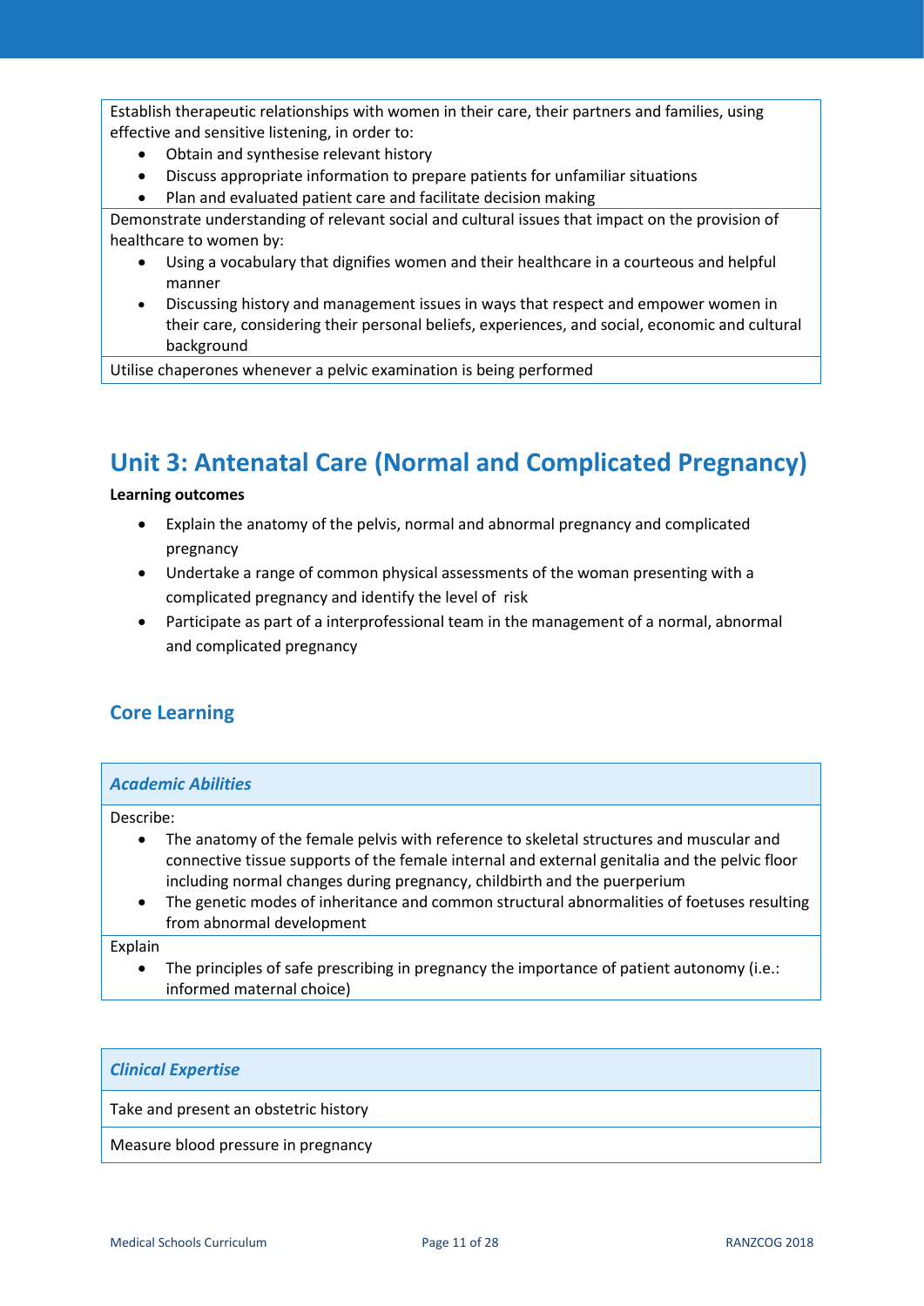| |
|---|
| Establish therapeutic relationships with women in their care, their partners and families, using effective and sensitive listening, in order to:<br>• Obtain and synthesise relevant history<br>• Discuss appropriate information to prepare patients for unfamiliar situations<br>• Plan and evaluated patient care and facilitate decision making |
| Demonstrate understanding of relevant social and cultural issues that impact on the provision of healthcare to women by:<br>• Using a vocabulary that dignifies women and their healthcare in a courteous and helpful manner<br>• Discussing history and management issues in ways that respect and empower women in their care, considering their personal beliefs, experiences, and social, economic and cultural background |
| Utilise chaperones whenever a pelvic examination is being performed |

# Unit 3: Antenatal Care (Normal and Complicated Pregnancy)

**Learning outcomes**

- Explain the anatomy of the pelvis, normal and abnormal pregnancy and complicated pregnancy
- Undertake a range of common physical assessments of the woman presenting with a complicated pregnancy and identify the level of risk
- Participate as part of a interprofessional team in the management of a normal, abnormal and complicated pregnancy

## Core Learning

| *Academic Abilities* |
|---|
| Describe:<br>• The anatomy of the female pelvis with reference to skeletal structures and muscular and connective tissue supports of the female internal and external genitalia and the pelvic floor including normal changes during pregnancy, childbirth and the puerperium<br>• The genetic modes of inheritance and common structural abnormalities of foetuses resulting from abnormal development |
| Explain<br>• The principles of safe prescribing in pregnancy the importance of patient autonomy (i.e.: informed maternal choice) |

| *Clinical Expertise* |
|---|
| Take and present an obstetric history |
| Measure blood pressure in pregnancy |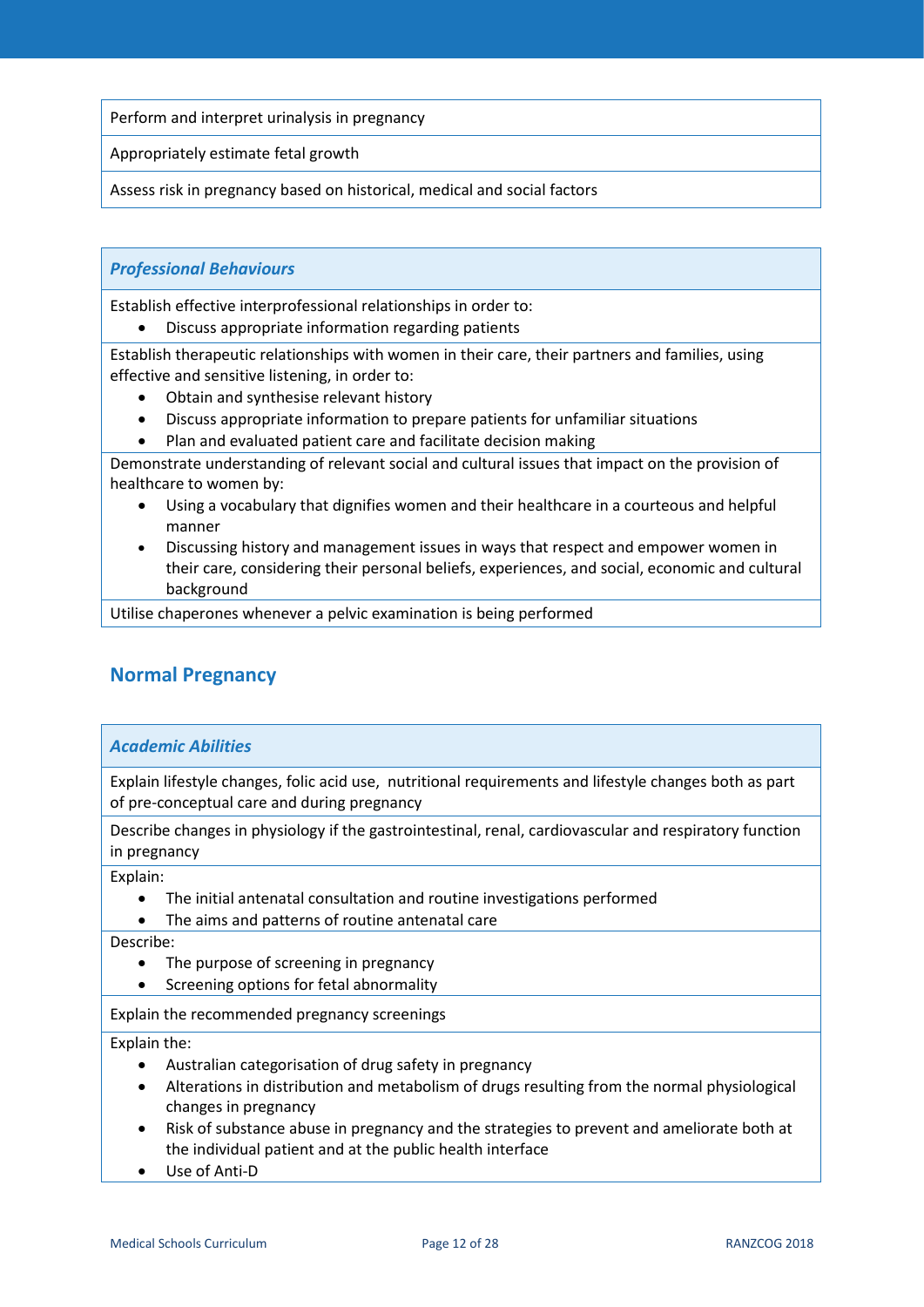| |
|---|
| Perform and interpret urinalysis in pregnancy |
| Appropriately estimate fetal growth |
| Assess risk in pregnancy based on historical, medical and social factors |

| ***Professional Behaviours*** |
|---|
| Establish effective interprofessional relationships in order to:<br>• Discuss appropriate information regarding patients |
| Establish therapeutic relationships with women in their care, their partners and families, using effective and sensitive listening, in order to:<br>• Obtain and synthesise relevant history<br>• Discuss appropriate information to prepare patients for unfamiliar situations<br>• Plan and evaluated patient care and facilitate decision making |
| Demonstrate understanding of relevant social and cultural issues that impact on the provision of healthcare to women by:<br>• Using a vocabulary that dignifies women and their healthcare in a courteous and helpful manner<br>• Discussing history and management issues in ways that respect and empower women in their care, considering their personal beliefs, experiences, and social, economic and cultural background |
| Utilise chaperones whenever a pelvic examination is being performed |

## Normal Pregnancy

| ***Academic Abilities*** |
|---|
| Explain lifestyle changes, folic acid use,  nutritional requirements and lifestyle changes both as part of pre-conceptual care and during pregnancy |
| Describe changes in physiology if the gastrointestinal, renal, cardiovascular and respiratory function in pregnancy |
| Explain:<br>• The initial antenatal consultation and routine investigations performed<br>• The aims and patterns of routine antenatal care |
| Describe:<br>• The purpose of screening in pregnancy<br>• Screening options for fetal abnormality |
| Explain the recommended pregnancy screenings |
| Explain the:<br>• Australian categorisation of drug safety in pregnancy<br>• Alterations in distribution and metabolism of drugs resulting from the normal physiological changes in pregnancy<br>• Risk of substance abuse in pregnancy and the strategies to prevent and ameliorate both at the individual patient and at the public health interface<br>• Use of Anti-D |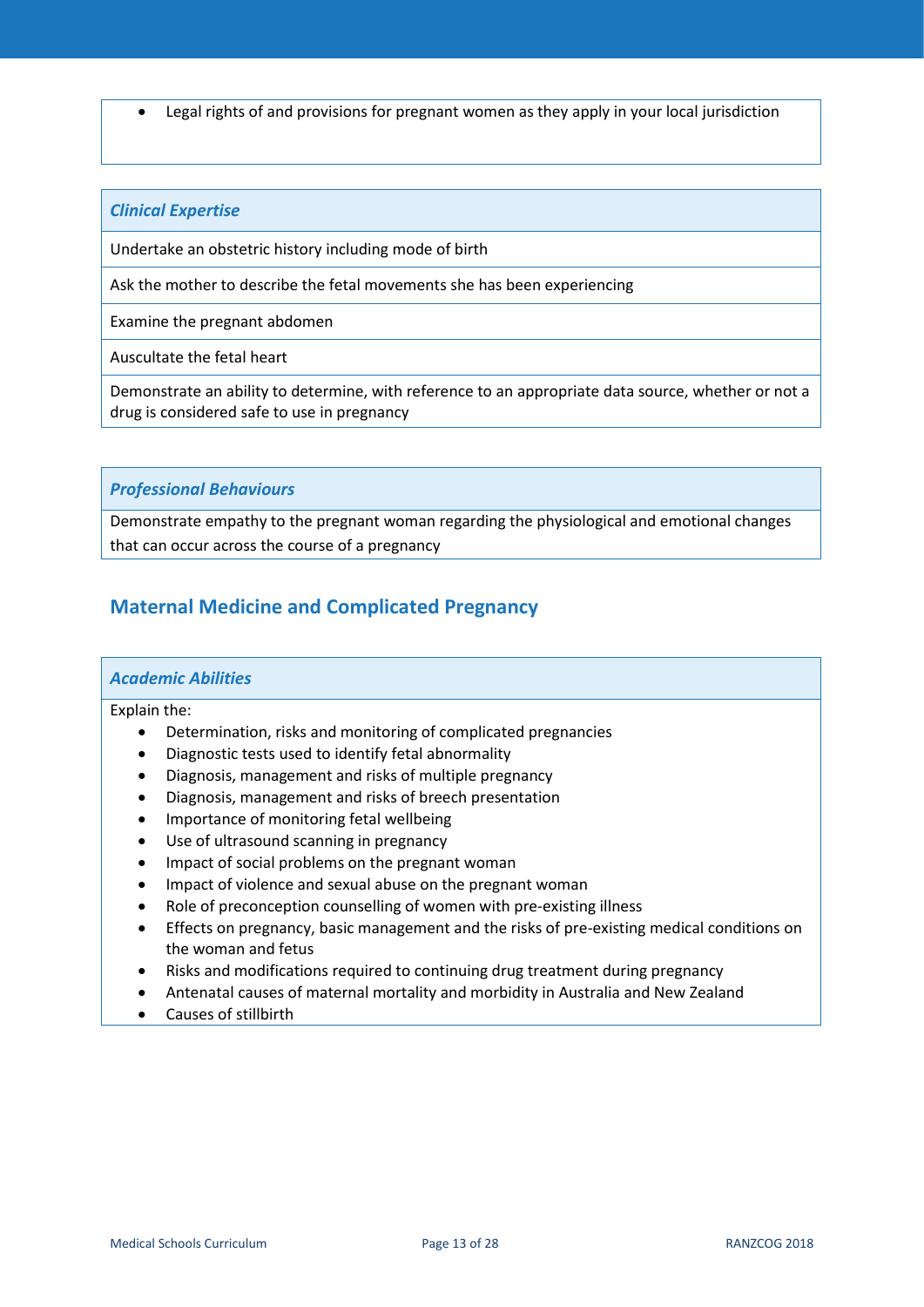- Legal rights of and provisions for pregnant women as they apply in your local jurisdiction

| *Clinical Expertise* |
| --- |
| Undertake an obstetric history including mode of birth |
| Ask the mother to describe the fetal movements she has been experiencing |
| Examine the pregnant abdomen |
| Auscultate the fetal heart |
| Demonstrate an ability to determine, with reference to an appropriate data source, whether or not a drug is considered safe to use in pregnancy |

| *Professional Behaviours* |
| --- |
| Demonstrate empathy to the pregnant woman regarding the physiological and emotional changes that can occur across the course of a pregnancy |

## Maternal Medicine and Complicated Pregnancy

### *Academic Abilities*

Explain the:

- Determination, risks and monitoring of complicated pregnancies
- Diagnostic tests used to identify fetal abnormality
- Diagnosis, management and risks of multiple pregnancy
- Diagnosis, management and risks of breech presentation
- Importance of monitoring fetal wellbeing
- Use of ultrasound scanning in pregnancy
- Impact of social problems on the pregnant woman
- Impact of violence and sexual abuse on the pregnant woman
- Role of preconception counselling of women with pre-existing illness
- Effects on pregnancy, basic management and the risks of pre-existing medical conditions on the woman and fetus
- Risks and modifications required to continuing drug treatment during pregnancy
- Antenatal causes of maternal mortality and morbidity in Australia and New Zealand
- Causes of stillbirth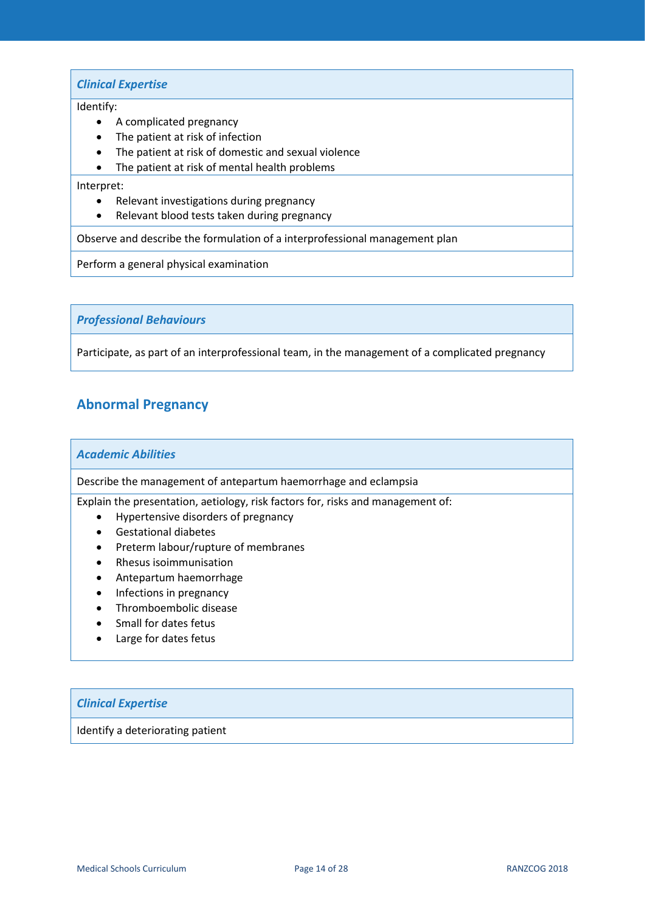| *Clinical Expertise* |
|---|
| Identify:<br>• A complicated pregnancy<br>• The patient at risk of infection<br>• The patient at risk of domestic and sexual violence<br>• The patient at risk of mental health problems |
| Interpret:<br>• Relevant investigations during pregnancy<br>• Relevant blood tests taken during pregnancy |
| Observe and describe the formulation of a interprofessional management plan |
| Perform a general physical examination |

| *Professional Behaviours* |
|---|
| Participate, as part of an interprofessional team, in the management of a complicated pregnancy |

## Abnormal Pregnancy

| *Academic Abilities* |
|---|
| Describe the management of antepartum haemorrhage and eclampsia |
| Explain the presentation, aetiology, risk factors for, risks and management of:<br>• Hypertensive disorders of pregnancy<br>• Gestational diabetes<br>• Preterm labour/rupture of membranes<br>• Rhesus isoimmunisation<br>• Antepartum haemorrhage<br>• Infections in pregnancy<br>• Thromboembolic disease<br>• Small for dates fetus<br>• Large for dates fetus |

| *Clinical Expertise* |
|---|
| Identify a deteriorating patient |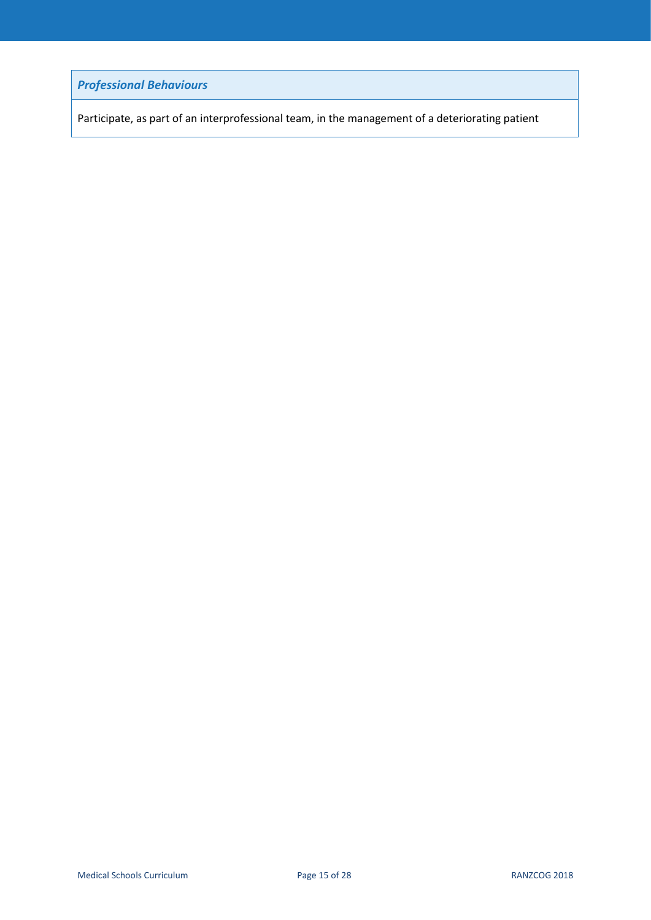| *Professional Behaviours* |
| --- |
| Participate, as part of an interprofessional team, in the management of a deteriorating patient |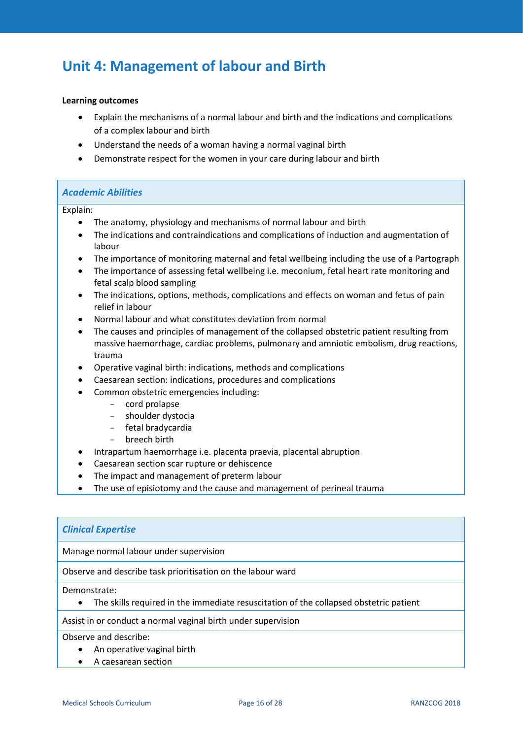# Unit 4: Management of labour and Birth

**Learning outcomes**

- Explain the mechanisms of a normal labour and birth and the indications and complications of a complex labour and birth
- Understand the needs of a woman having a normal vaginal birth
- Demonstrate respect for the women in your care during labour and birth

| *Academic Abilities* |
|---|
| Explain:<br>• The anatomy, physiology and mechanisms of normal labour and birth<br>• The indications and contraindications and complications of induction and augmentation of labour<br>• The importance of monitoring maternal and fetal wellbeing including the use of a Partograph<br>• The importance of assessing fetal wellbeing i.e. meconium, fetal heart rate monitoring and fetal scalp blood sampling<br>• The indications, options, methods, complications and effects on woman and fetus of pain relief in labour<br>• Normal labour and what constitutes deviation from normal<br>• The causes and principles of management of the collapsed obstetric patient resulting from massive haemorrhage, cardiac problems, pulmonary and amniotic embolism, drug reactions, trauma<br>• Operative vaginal birth: indications, methods and complications<br>• Caesarean section: indications, procedures and complications<br>• Common obstetric emergencies including:<br>  - cord prolapse<br>  - shoulder dystocia<br>  - fetal bradycardia<br>  - breech birth<br>• Intrapartum haemorrhage i.e. placenta praevia, placental abruption<br>• Caesarean section scar rupture or dehiscence<br>• The impact and management of preterm labour<br>• The use of episiotomy and the cause and management of perineal trauma |

| *Clinical Expertise* |
|---|
| Manage normal labour under supervision |
| Observe and describe task prioritisation on the labour ward |
| Demonstrate:<br>• The skills required in the immediate resuscitation of the collapsed obstetric patient |
| Assist in or conduct a normal vaginal birth under supervision |
| Observe and describe:<br>• An operative vaginal birth<br>• A caesarean section |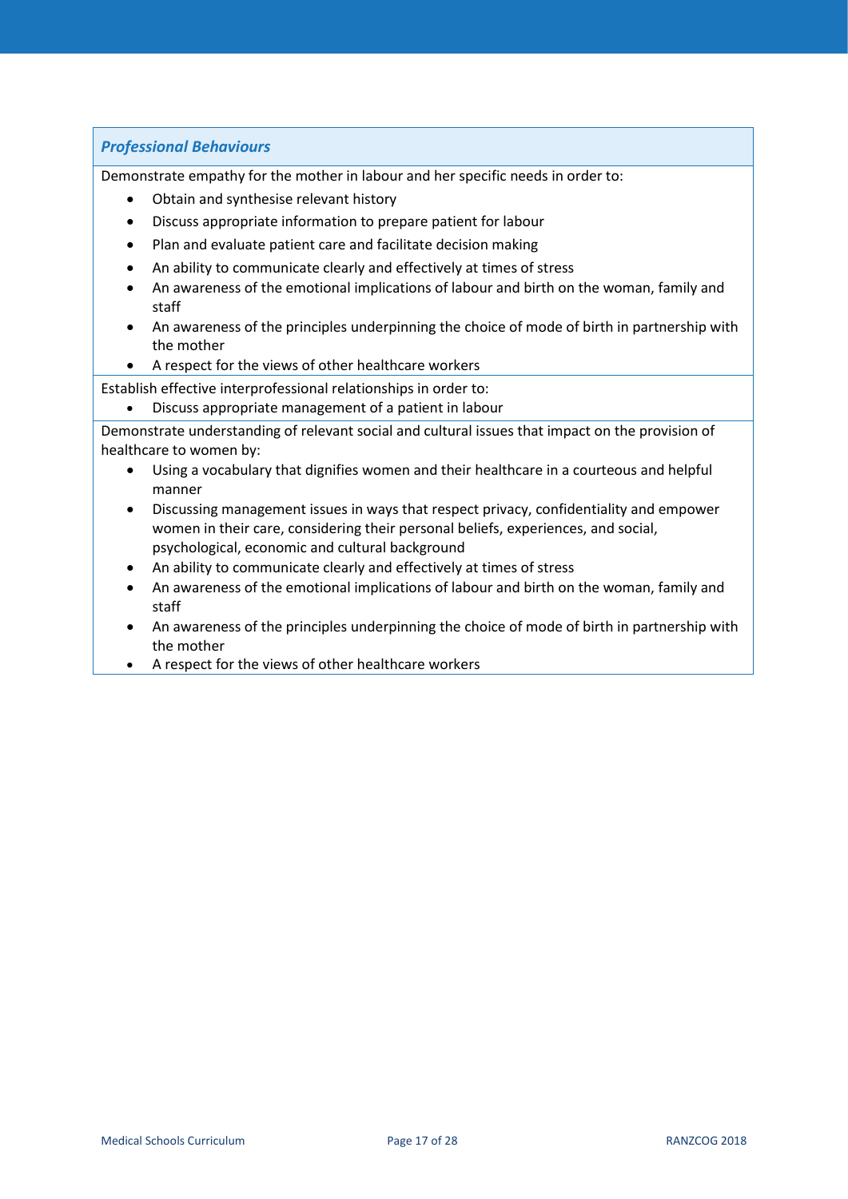### *Professional Behaviours*

Demonstrate empathy for the mother in labour and her specific needs in order to:

- Obtain and synthesise relevant history
- Discuss appropriate information to prepare patient for labour
- Plan and evaluate patient care and facilitate decision making
- An ability to communicate clearly and effectively at times of stress
- An awareness of the emotional implications of labour and birth on the woman, family and staff
- An awareness of the principles underpinning the choice of mode of birth in partnership with the mother
- A respect for the views of other healthcare workers

Establish effective interprofessional relationships in order to:

- Discuss appropriate management of a patient in labour

Demonstrate understanding of relevant social and cultural issues that impact on the provision of healthcare to women by:

- Using a vocabulary that dignifies women and their healthcare in a courteous and helpful manner
- Discussing management issues in ways that respect privacy, confidentiality and empower women in their care, considering their personal beliefs, experiences, and social, psychological, economic and cultural background
- An ability to communicate clearly and effectively at times of stress
- An awareness of the emotional implications of labour and birth on the woman, family and staff
- An awareness of the principles underpinning the choice of mode of birth in partnership with the mother
- A respect for the views of other healthcare workers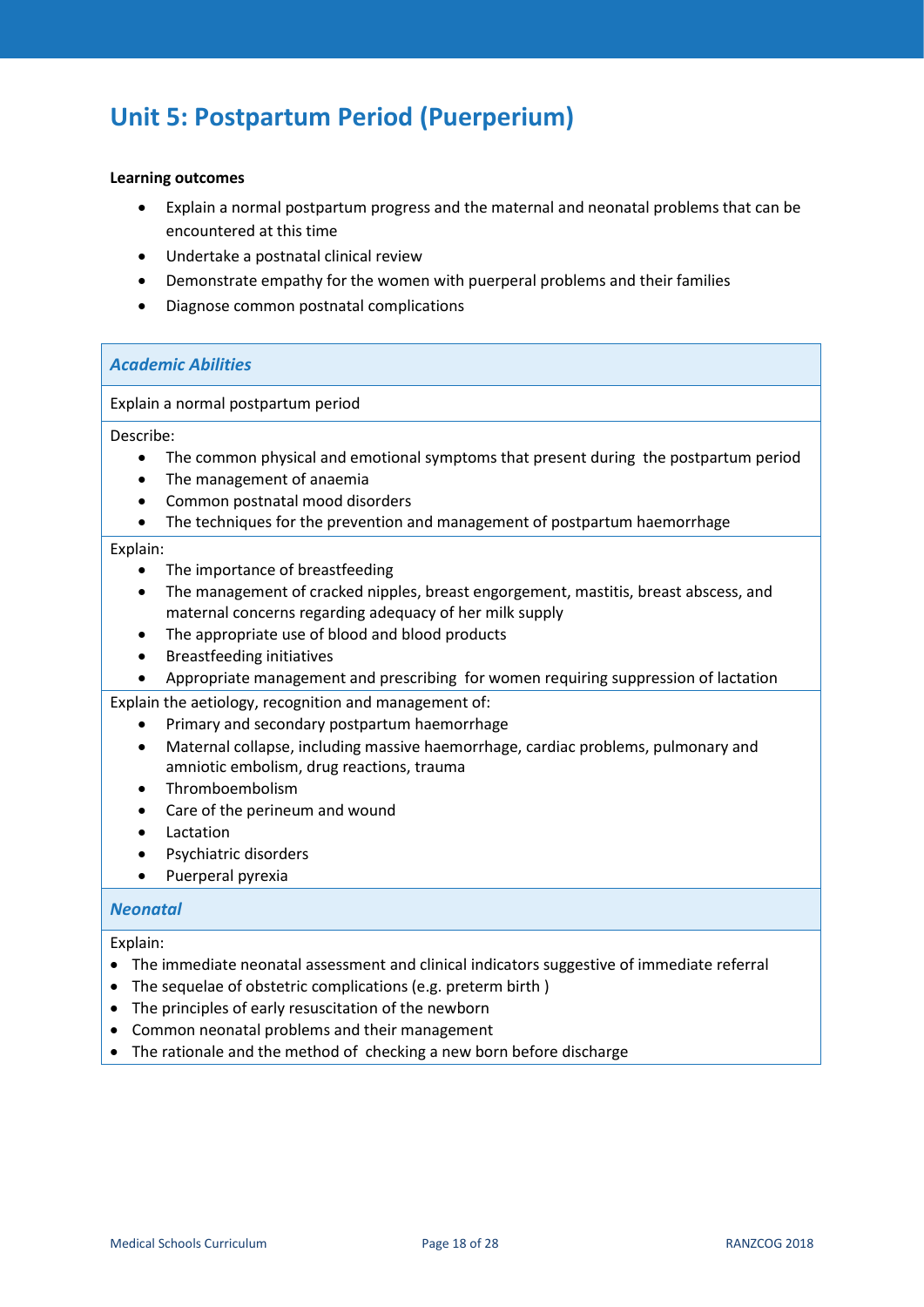# Unit 5: Postpartum Period (Puerperium)

**Learning outcomes**

- Explain a normal postpartum progress and the maternal and neonatal problems that can be encountered at this time
- Undertake a postnatal clinical review
- Demonstrate empathy for the women with puerperal problems and their families
- Diagnose common postnatal complications

### *Academic Abilities*

Explain a normal postpartum period

Describe:

- The common physical and emotional symptoms that present during the postpartum period
- The management of anaemia
- Common postnatal mood disorders
- The techniques for the prevention and management of postpartum haemorrhage

Explain:

- The importance of breastfeeding
- The management of cracked nipples, breast engorgement, mastitis, breast abscess, and maternal concerns regarding adequacy of her milk supply
- The appropriate use of blood and blood products
- Breastfeeding initiatives
- Appropriate management and prescribing for women requiring suppression of lactation

Explain the aetiology, recognition and management of:

- Primary and secondary postpartum haemorrhage
- Maternal collapse, including massive haemorrhage, cardiac problems, pulmonary and amniotic embolism, drug reactions, trauma
- Thromboembolism
- Care of the perineum and wound
- Lactation
- Psychiatric disorders
- Puerperal pyrexia

### *Neonatal*

Explain:

- The immediate neonatal assessment and clinical indicators suggestive of immediate referral
- The sequelae of obstetric complications (e.g. preterm birth )
- The principles of early resuscitation of the newborn
- Common neonatal problems and their management
- The rationale and the method of checking a new born before discharge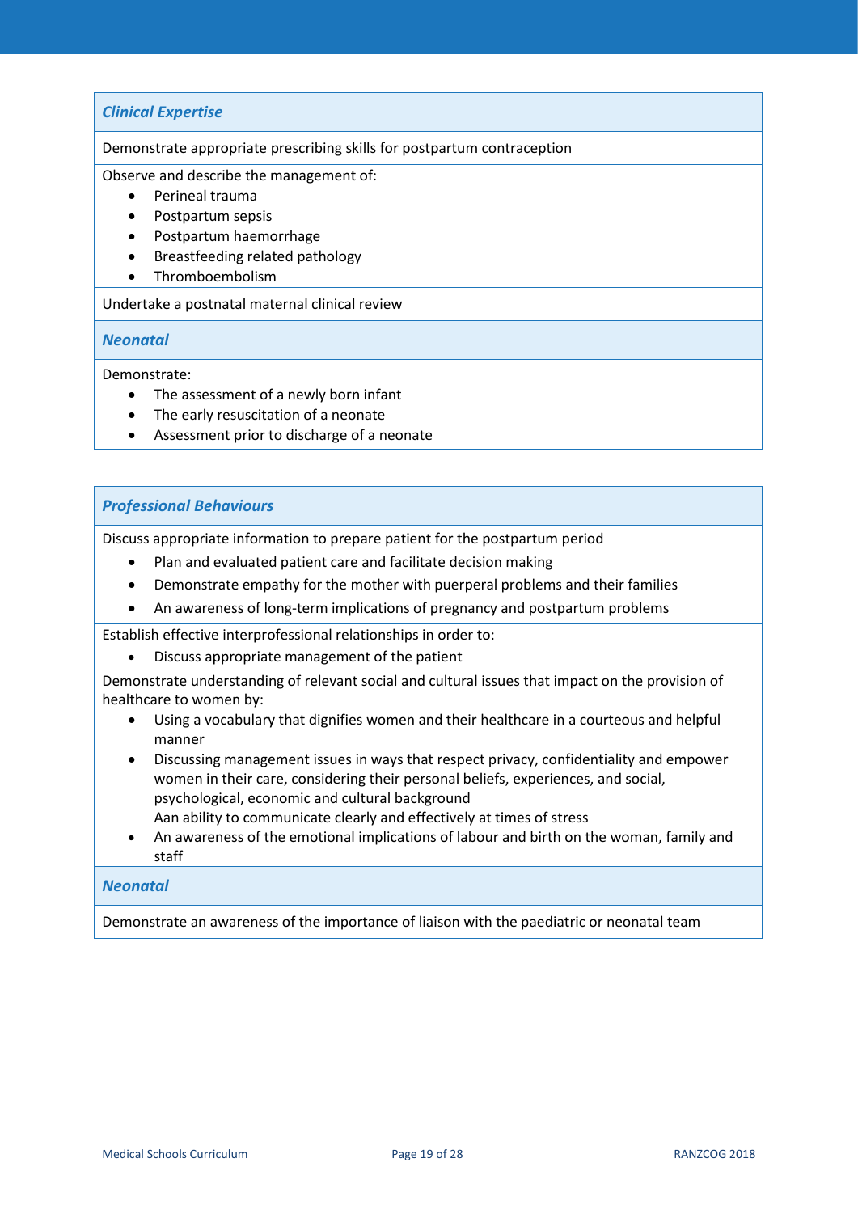### *Clinical Expertise*

Demonstrate appropriate prescribing skills for postpartum contraception

Observe and describe the management of:

- Perineal trauma
- Postpartum sepsis
- Postpartum haemorrhage
- Breastfeeding related pathology
- Thromboembolism

Undertake a postnatal maternal clinical review

### *Neonatal*

Demonstrate:

- The assessment of a newly born infant
- The early resuscitation of a neonate
- Assessment prior to discharge of a neonate

### *Professional Behaviours*

Discuss appropriate information to prepare patient for the postpartum period

- Plan and evaluated patient care and facilitate decision making
- Demonstrate empathy for the mother with puerperal problems and their families
- An awareness of long-term implications of pregnancy and postpartum problems

Establish effective interprofessional relationships in order to:

- Discuss appropriate management of the patient

Demonstrate understanding of relevant social and cultural issues that impact on the provision of healthcare to women by:

- Using a vocabulary that dignifies women and their healthcare in a courteous and helpful manner
- Discussing management issues in ways that respect privacy, confidentiality and empower women in their care, considering their personal beliefs, experiences, and social, psychological, economic and cultural background
  Aan ability to communicate clearly and effectively at times of stress
- An awareness of the emotional implications of labour and birth on the woman, family and staff

### *Neonatal*

Demonstrate an awareness of the importance of liaison with the paediatric or neonatal team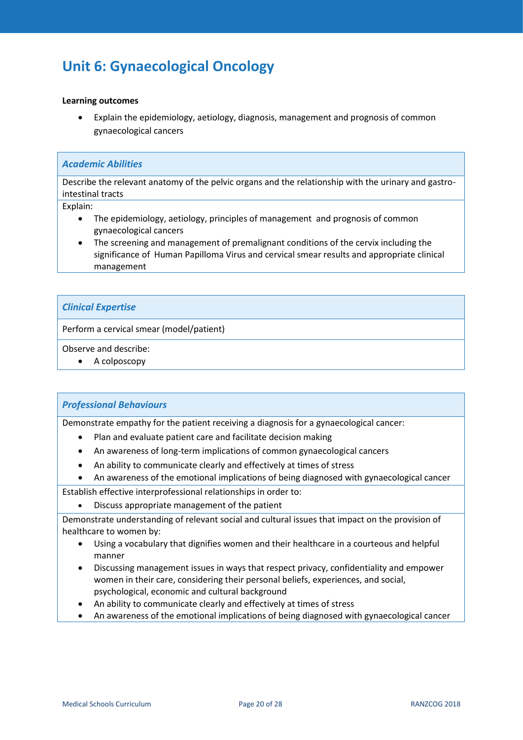# Unit 6: Gynaecological Oncology

**Learning outcomes**

- Explain the epidemiology, aetiology, diagnosis, management and prognosis of common gynaecological cancers

| *Academic Abilities* |
|---|
| Describe the relevant anatomy of the pelvic organs and the relationship with the urinary and gastro-intestinal tracts |
| Explain:<br>• The epidemiology, aetiology, principles of management and prognosis of common gynaecological cancers<br>• The screening and management of premalignant conditions of the cervix including the significance of Human Papilloma Virus and cervical smear results and appropriate clinical management |

| *Clinical Expertise* |
|---|
| Perform a cervical smear (model/patient) |
| Observe and describe:<br>• A colposcopy |

| *Professional Behaviours* |
|---|
| Demonstrate empathy for the patient receiving a diagnosis for a gynaecological cancer:<br>• Plan and evaluate patient care and facilitate decision making<br>• An awareness of long-term implications of common gynaecological cancers<br>• An ability to communicate clearly and effectively at times of stress<br>• An awareness of the emotional implications of being diagnosed with gynaecological cancer |
| Establish effective interprofessional relationships in order to:<br>• Discuss appropriate management of the patient |
| Demonstrate understanding of relevant social and cultural issues that impact on the provision of healthcare to women by:<br>• Using a vocabulary that dignifies women and their healthcare in a courteous and helpful manner<br>• Discussing management issues in ways that respect privacy, confidentiality and empower women in their care, considering their personal beliefs, experiences, and social, psychological, economic and cultural background<br>• An ability to communicate clearly and effectively at times of stress<br>• An awareness of the emotional implications of being diagnosed with gynaecological cancer |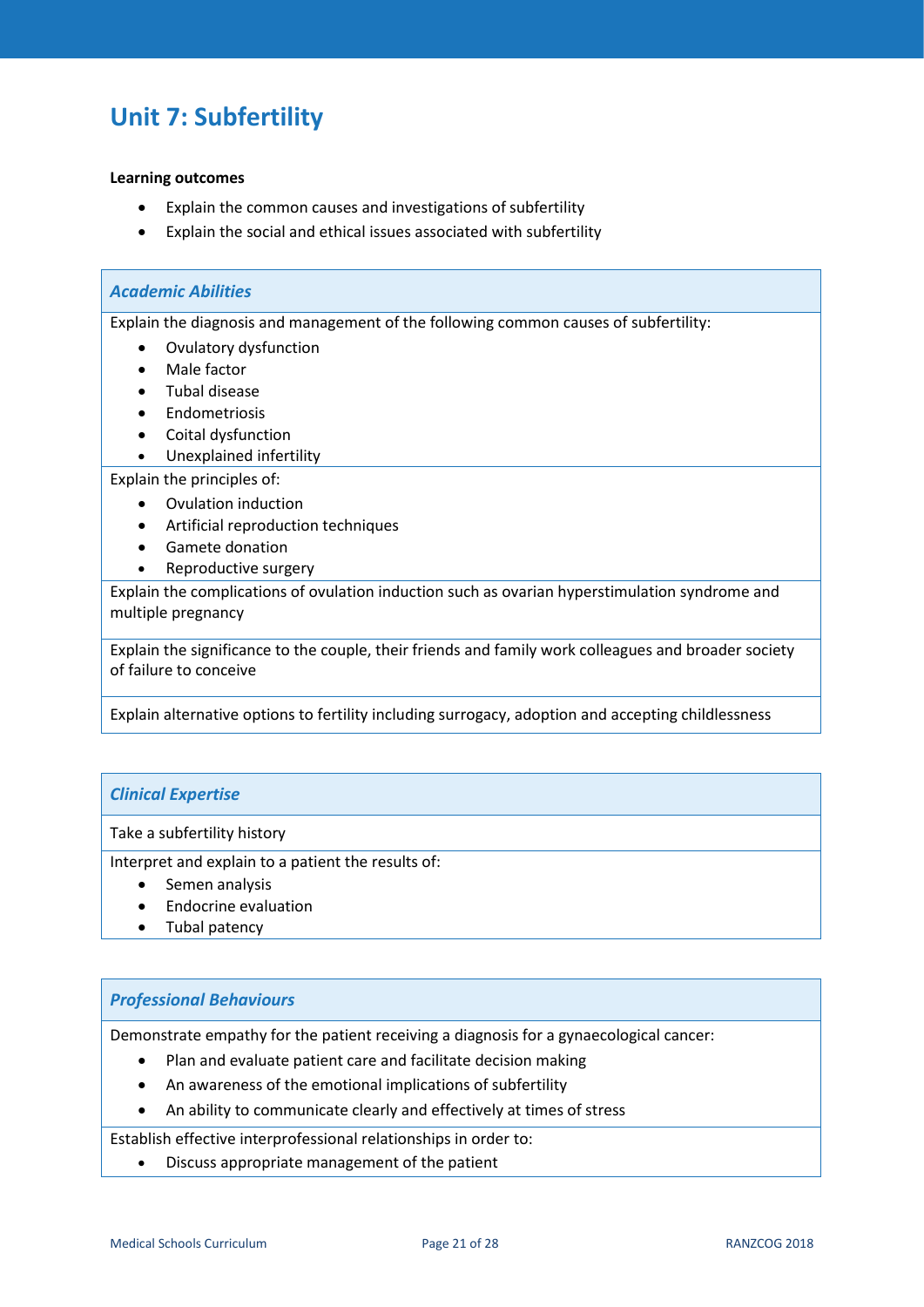# Unit 7: Subfertility

**Learning outcomes**

- Explain the common causes and investigations of subfertility
- Explain the social and ethical issues associated with subfertility

### *Academic Abilities*

Explain the diagnosis and management of the following common causes of subfertility:

- Ovulatory dysfunction
- Male factor
- Tubal disease
- Endometriosis
- Coital dysfunction
- Unexplained infertility

Explain the principles of:

- Ovulation induction
- Artificial reproduction techniques
- Gamete donation
- Reproductive surgery

Explain the complications of ovulation induction such as ovarian hyperstimulation syndrome and multiple pregnancy

Explain the significance to the couple, their friends and family work colleagues and broader society of failure to conceive

Explain alternative options to fertility including surrogacy, adoption and accepting childlessness

### *Clinical Expertise*

Take a subfertility history

Interpret and explain to a patient the results of:

- Semen analysis
- Endocrine evaluation
- Tubal patency

### *Professional Behaviours*

Demonstrate empathy for the patient receiving a diagnosis for a gynaecological cancer:

- Plan and evaluate patient care and facilitate decision making
- An awareness of the emotional implications of subfertility
- An ability to communicate clearly and effectively at times of stress

Establish effective interprofessional relationships in order to:

- Discuss appropriate management of the patient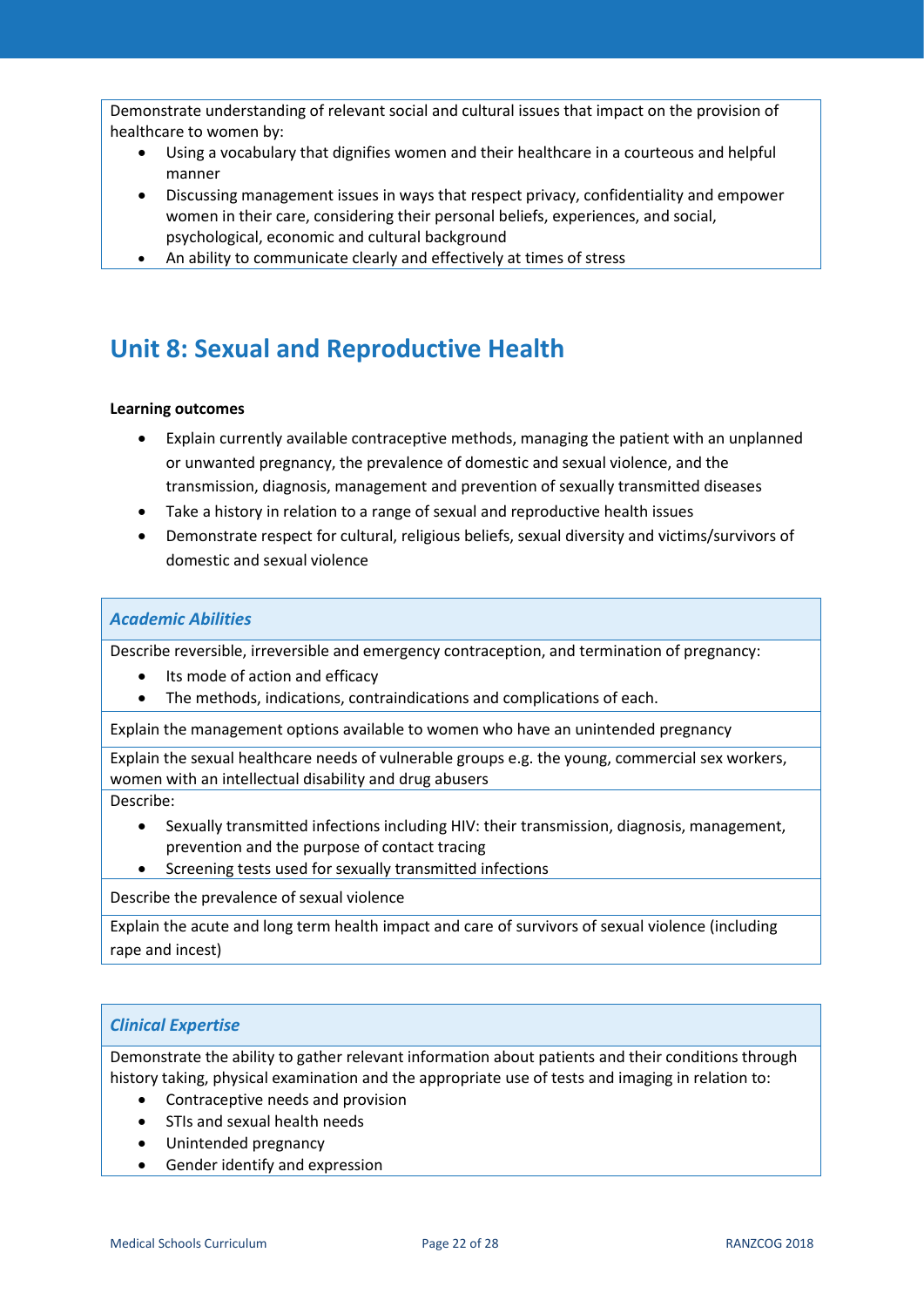Demonstrate understanding of relevant social and cultural issues that impact on the provision of healthcare to women by:

- Using a vocabulary that dignifies women and their healthcare in a courteous and helpful manner
- Discussing management issues in ways that respect privacy, confidentiality and empower women in their care, considering their personal beliefs, experiences, and social, psychological, economic and cultural background
- An ability to communicate clearly and effectively at times of stress

## Unit 8: Sexual and Reproductive Health

**Learning outcomes**

- Explain currently available contraceptive methods, managing the patient with an unplanned or unwanted pregnancy, the prevalence of domestic and sexual violence, and the transmission, diagnosis, management and prevention of sexually transmitted diseases
- Take a history in relation to a range of sexual and reproductive health issues
- Demonstrate respect for cultural, religious beliefs, sexual diversity and victims/survivors of domestic and sexual violence

### *Academic Abilities*

Describe reversible, irreversible and emergency contraception, and termination of pregnancy:

- Its mode of action and efficacy
- The methods, indications, contraindications and complications of each.

Explain the management options available to women who have an unintended pregnancy

Explain the sexual healthcare needs of vulnerable groups e.g. the young, commercial sex workers, women with an intellectual disability and drug abusers

Describe:

- Sexually transmitted infections including HIV: their transmission, diagnosis, management, prevention and the purpose of contact tracing
- Screening tests used for sexually transmitted infections

Describe the prevalence of sexual violence

Explain the acute and long term health impact and care of survivors of sexual violence (including rape and incest)

### *Clinical Expertise*

Demonstrate the ability to gather relevant information about patients and their conditions through history taking, physical examination and the appropriate use of tests and imaging in relation to:

- Contraceptive needs and provision
- STIs and sexual health needs
- Unintended pregnancy
- Gender identify and expression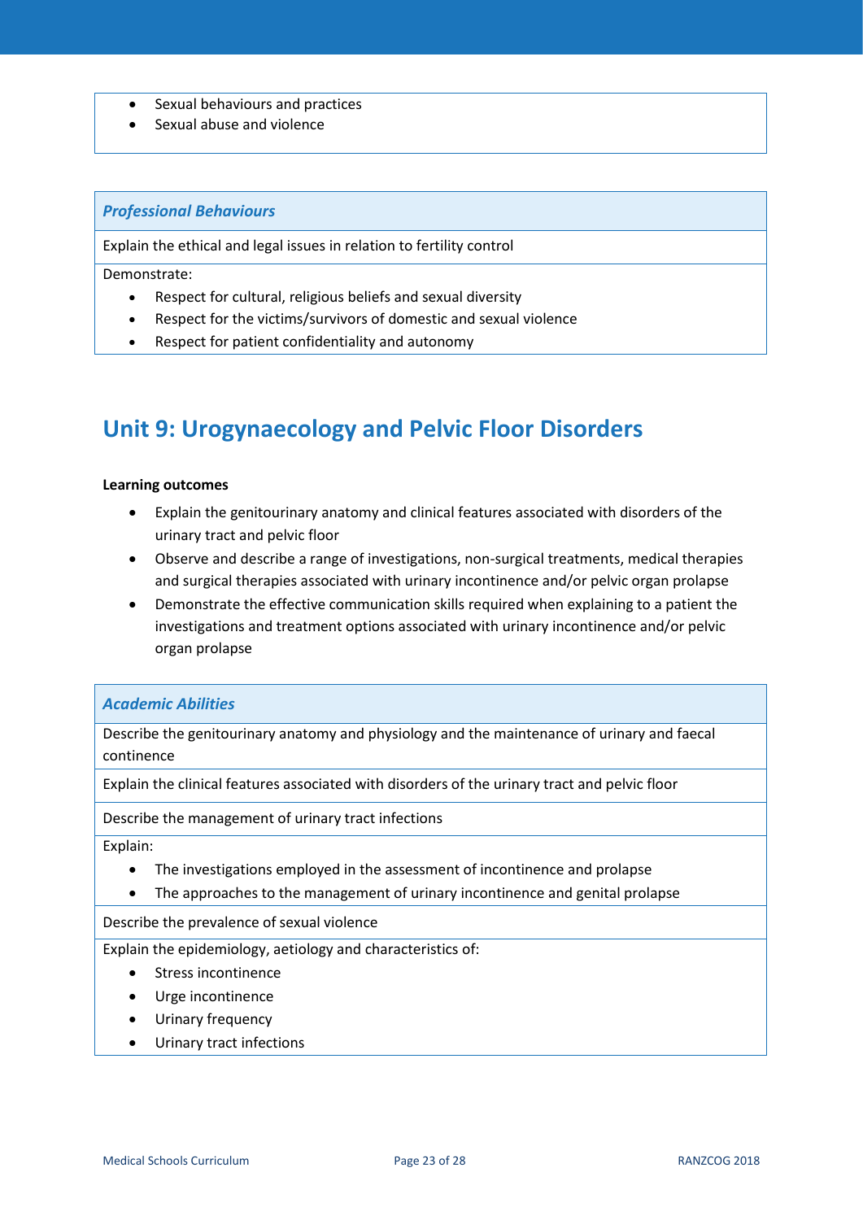- Sexual behaviours and practices
- Sexual abuse and violence

| ***Professional Behaviours*** |
| --- |
| Explain the ethical and legal issues in relation to fertility control |
| Demonstrate:<br>• Respect for cultural, religious beliefs and sexual diversity<br>• Respect for the victims/survivors of domestic and sexual violence<br>• Respect for patient confidentiality and autonomy |

## Unit 9: Urogynaecology and Pelvic Floor Disorders

**Learning outcomes**

- Explain the genitourinary anatomy and clinical features associated with disorders of the urinary tract and pelvic floor
- Observe and describe a range of investigations, non-surgical treatments, medical therapies and surgical therapies associated with urinary incontinence and/or pelvic organ prolapse
- Demonstrate the effective communication skills required when explaining to a patient the investigations and treatment options associated with urinary incontinence and/or pelvic organ prolapse

| ***Academic Abilities*** |
| --- |
| Describe the genitourinary anatomy and physiology and the maintenance of urinary and faecal continence |
| Explain the clinical features associated with disorders of the urinary tract and pelvic floor |
| Describe the management of urinary tract infections |
| Explain:<br>• The investigations employed in the assessment of incontinence and prolapse<br>• The approaches to the management of urinary incontinence and genital prolapse |
| Describe the prevalence of sexual violence |
| Explain the epidemiology, aetiology and characteristics of:<br>• Stress incontinence<br>• Urge incontinence<br>• Urinary frequency<br>• Urinary tract infections |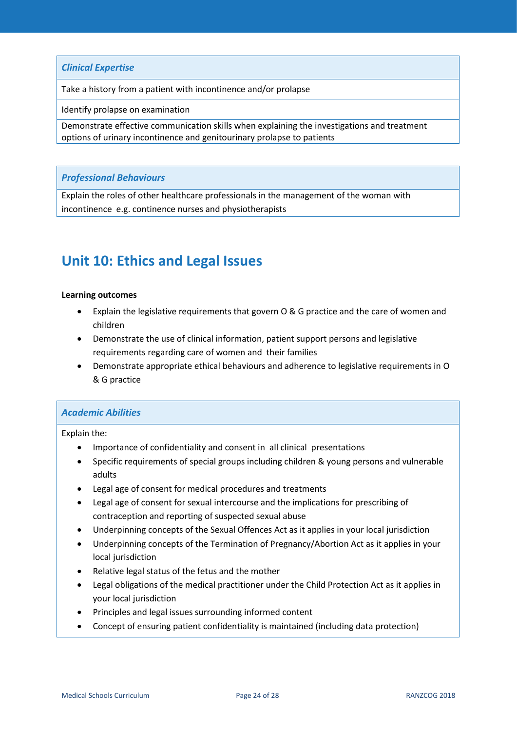| *Clinical Expertise* |
| --- |
| Take a history from a patient with incontinence and/or prolapse |
| Identify prolapse on examination |
| Demonstrate effective communication skills when explaining the investigations and treatment options of urinary incontinence and genitourinary prolapse to patients |

| *Professional Behaviours* |
| --- |
| Explain the roles of other healthcare professionals in the management of the woman with incontinence e.g. continence nurses and physiotherapists |

## Unit 10: Ethics and Legal Issues

**Learning outcomes**

- Explain the legislative requirements that govern O & G practice and the care of women and children
- Demonstrate the use of clinical information, patient support persons and legislative requirements regarding care of women and their families
- Demonstrate appropriate ethical behaviours and adherence to legislative requirements in O & G practice

### *Academic Abilities*

Explain the:

- Importance of confidentiality and consent in all clinical presentations
- Specific requirements of special groups including children & young persons and vulnerable adults
- Legal age of consent for medical procedures and treatments
- Legal age of consent for sexual intercourse and the implications for prescribing of contraception and reporting of suspected sexual abuse
- Underpinning concepts of the Sexual Offences Act as it applies in your local jurisdiction
- Underpinning concepts of the Termination of Pregnancy/Abortion Act as it applies in your local jurisdiction
- Relative legal status of the fetus and the mother
- Legal obligations of the medical practitioner under the Child Protection Act as it applies in your local jurisdiction
- Principles and legal issues surrounding informed content
- Concept of ensuring patient confidentiality is maintained (including data protection)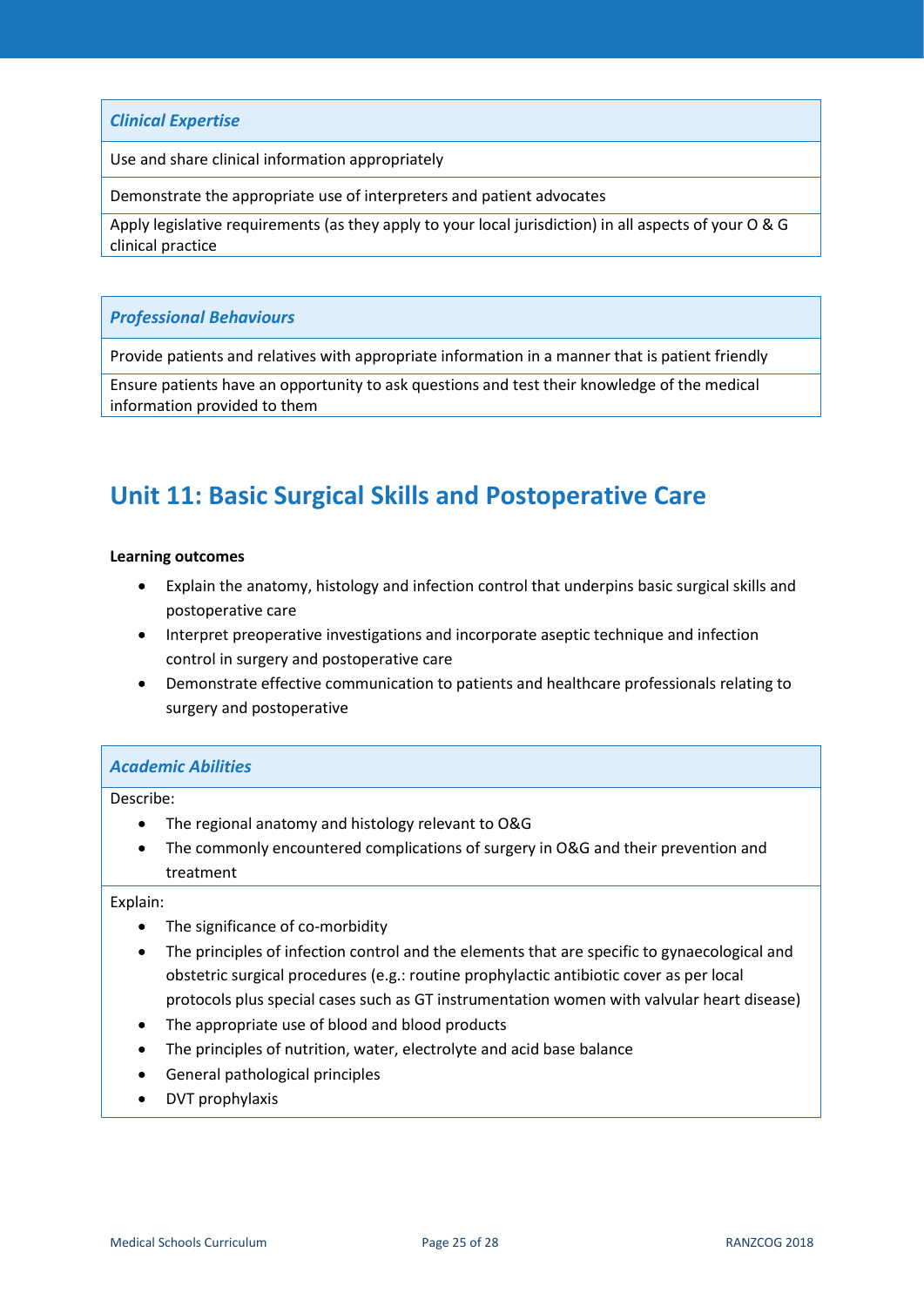| *Clinical Expertise* |
| --- |
| Use and share clinical information appropriately |
| Demonstrate the appropriate use of interpreters and patient advocates |
| Apply legislative requirements (as they apply to your local jurisdiction) in all aspects of your O & G clinical practice |

| *Professional Behaviours* |
| --- |
| Provide patients and relatives with appropriate information in a manner that is patient friendly |
| Ensure patients have an opportunity to ask questions and test their knowledge of the medical information provided to them |

## Unit 11: Basic Surgical Skills and Postoperative Care

**Learning outcomes**

- Explain the anatomy, histology and infection control that underpins basic surgical skills and postoperative care
- Interpret preoperative investigations and incorporate aseptic technique and infection control in surgery and postoperative care
- Demonstrate effective communication to patients and healthcare professionals relating to surgery and postoperative

| *Academic Abilities* |
| --- |
| Describe:<br>• The regional anatomy and histology relevant to O&G<br>• The commonly encountered complications of surgery in O&G and their prevention and treatment |
| Explain:<br>• The significance of co-morbidity<br>• The principles of infection control and the elements that are specific to gynaecological and obstetric surgical procedures (e.g.: routine prophylactic antibiotic cover as per local protocols plus special cases such as GT instrumentation women with valvular heart disease)<br>• The appropriate use of blood and blood products<br>• The principles of nutrition, water, electrolyte and acid base balance<br>• General pathological principles<br>• DVT prophylaxis |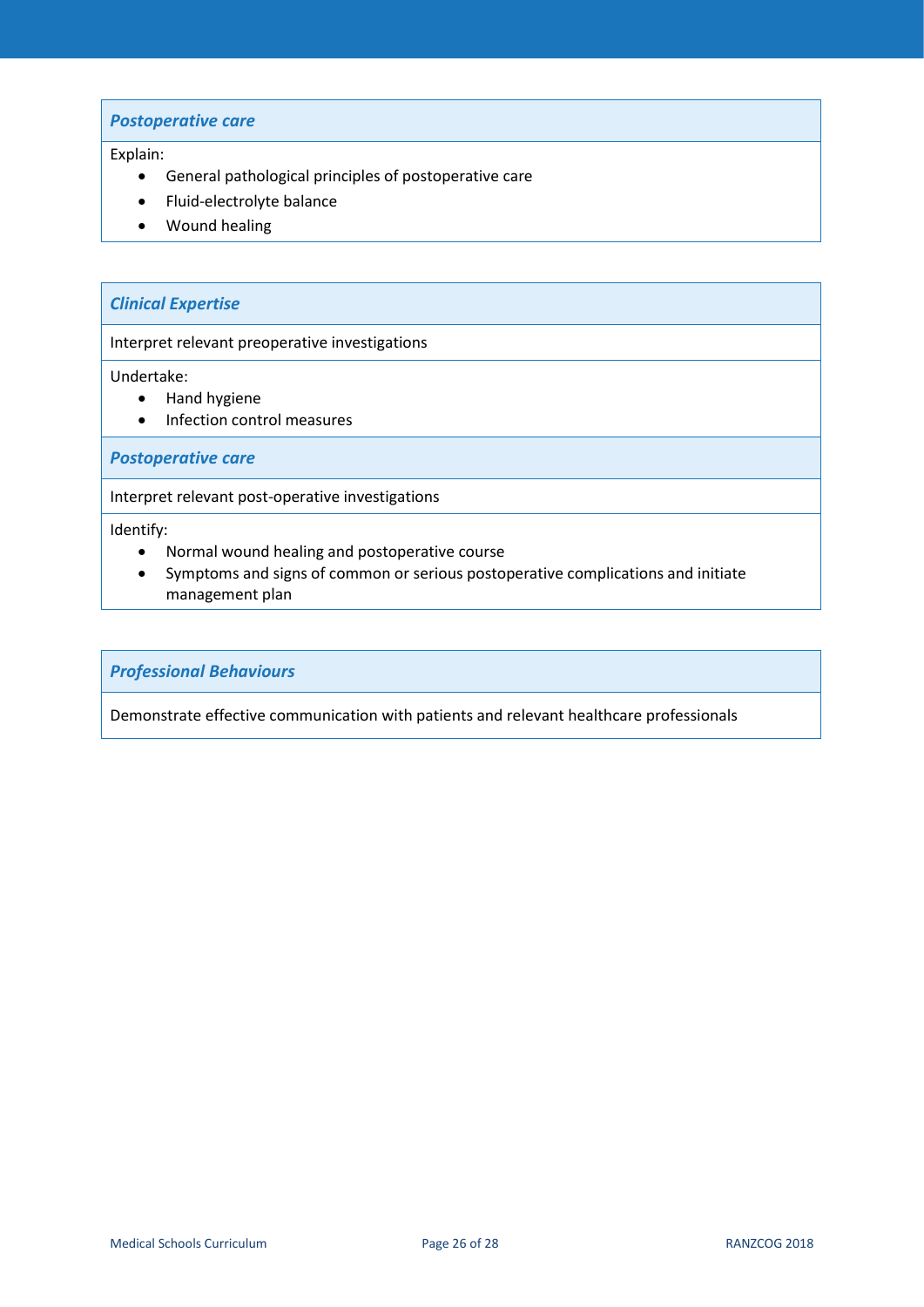### *Postoperative care*

Explain:

- General pathological principles of postoperative care
- Fluid-electrolyte balance
- Wound healing

### *Clinical Expertise*

Interpret relevant preoperative investigations

Undertake:

- Hand hygiene
- Infection control measures

### *Postoperative care*

Interpret relevant post-operative investigations

Identify:

- Normal wound healing and postoperative course
- Symptoms and signs of common or serious postoperative complications and initiate management plan

### *Professional Behaviours*

Demonstrate effective communication with patients and relevant healthcare professionals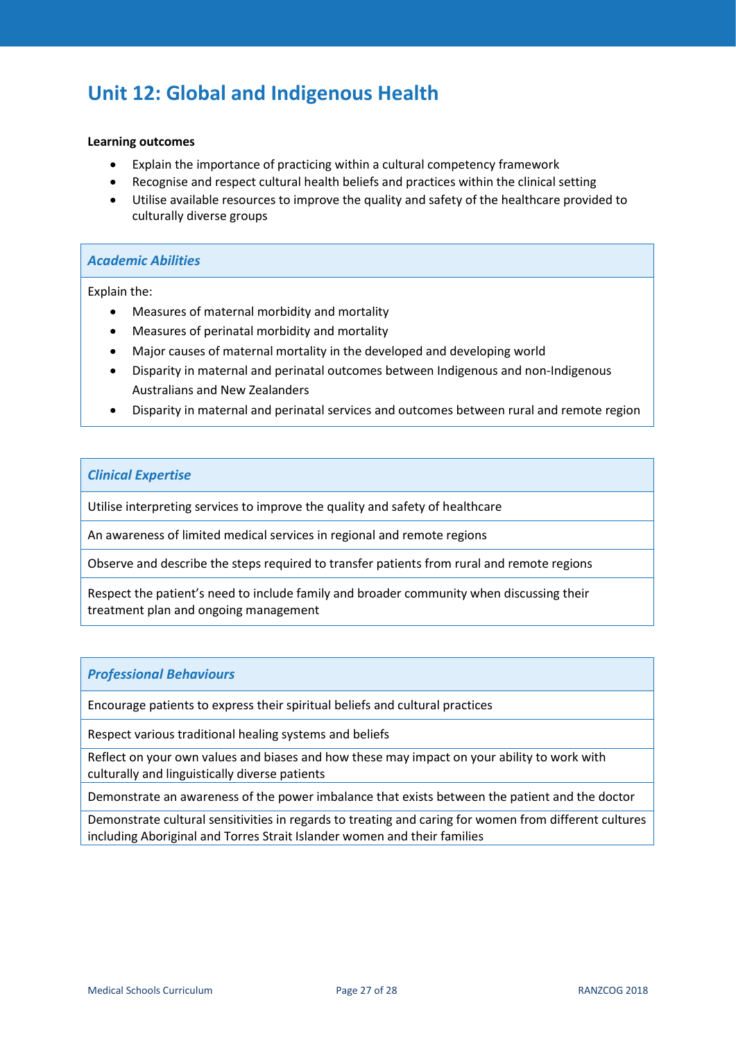# Unit 12: Global and Indigenous Health

**Learning outcomes**

- Explain the importance of practicing within a cultural competency framework
- Recognise and respect cultural health beliefs and practices within the clinical setting
- Utilise available resources to improve the quality and safety of the healthcare provided to culturally diverse groups

| ***Academic Abilities*** |
|---|
| Explain the:<br>• Measures of maternal morbidity and mortality<br>• Measures of perinatal morbidity and mortality<br>• Major causes of maternal mortality in the developed and developing world<br>• Disparity in maternal and perinatal outcomes between Indigenous and non-Indigenous Australians and New Zealanders<br>• Disparity in maternal and perinatal services and outcomes between rural and remote region |

| ***Clinical Expertise*** |
|---|
| Utilise interpreting services to improve the quality and safety of healthcare |
| An awareness of limited medical services in regional and remote regions |
| Observe and describe the steps required to transfer patients from rural and remote regions |
| Respect the patient's need to include family and broader community when discussing their treatment plan and ongoing management |

| ***Professional Behaviours*** |
|---|
| Encourage patients to express their spiritual beliefs and cultural practices |
| Respect various traditional healing systems and beliefs |
| Reflect on your own values and biases and how these may impact on your ability to work with culturally and linguistically diverse patients |
| Demonstrate an awareness of the power imbalance that exists between the patient and the doctor |
| Demonstrate cultural sensitivities in regards to treating and caring for women from different cultures including Aboriginal and Torres Strait Islander women and their families |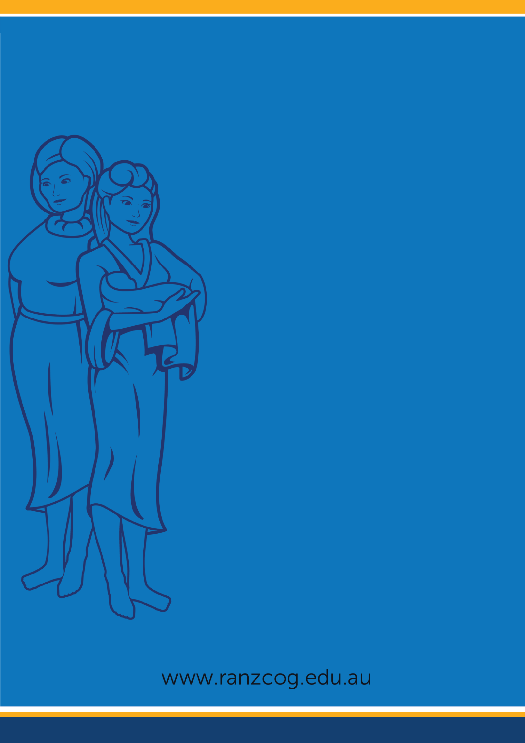www.ranzcog.edu.au